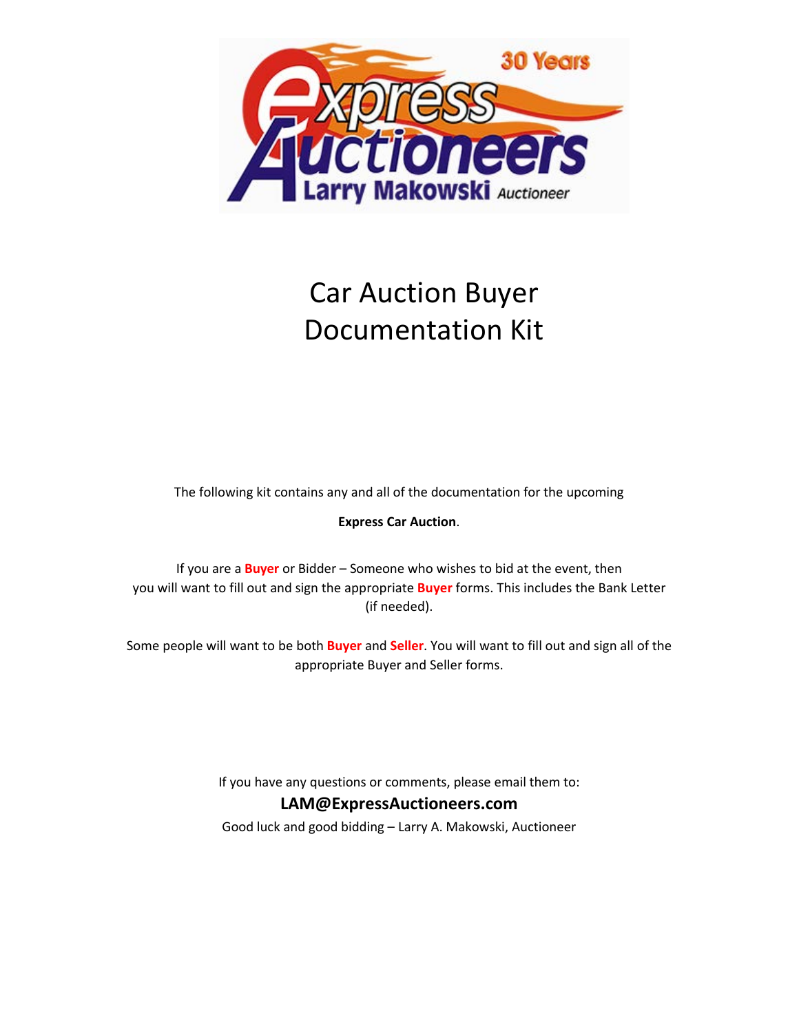# Car Auction Buyer Documentation Kit

The following kit contains any and all of the documentation for the upcoming

**Express Car Auction**.

If you are a **Buyer** or Bidder – Someone who wishes to bid at the event, then you will want to fill out and sign the appropriate **Buyer** forms. This includes the Bank Letter (if needed).

Some people will want to be both **Buyer** and **Seller**. You will want to fill out and sign all of the appropriate Buyer and Seller forms.

If you have any questions or comments, please email them to:

**LAM@ExpressAuctioneers.com**

Good luck and good bidding – Larry A. Makowski, Auctioneer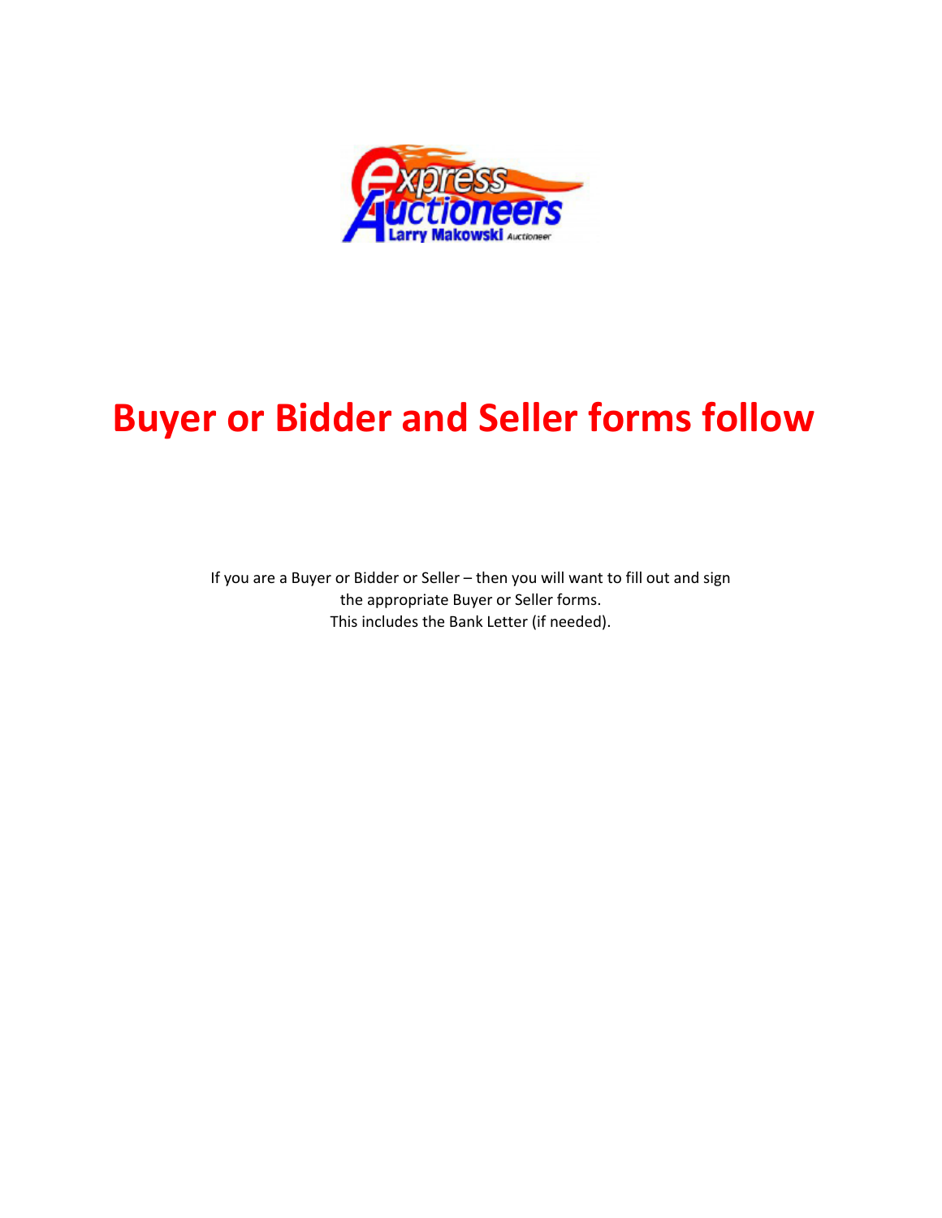# Buyer or Bidder and Seller forms follow

If you are a Buyer or Bidder or Seller – then you will want to fill out and sign the appropriate Buyer or Seller forms.
This includes the Bank Letter (if needed).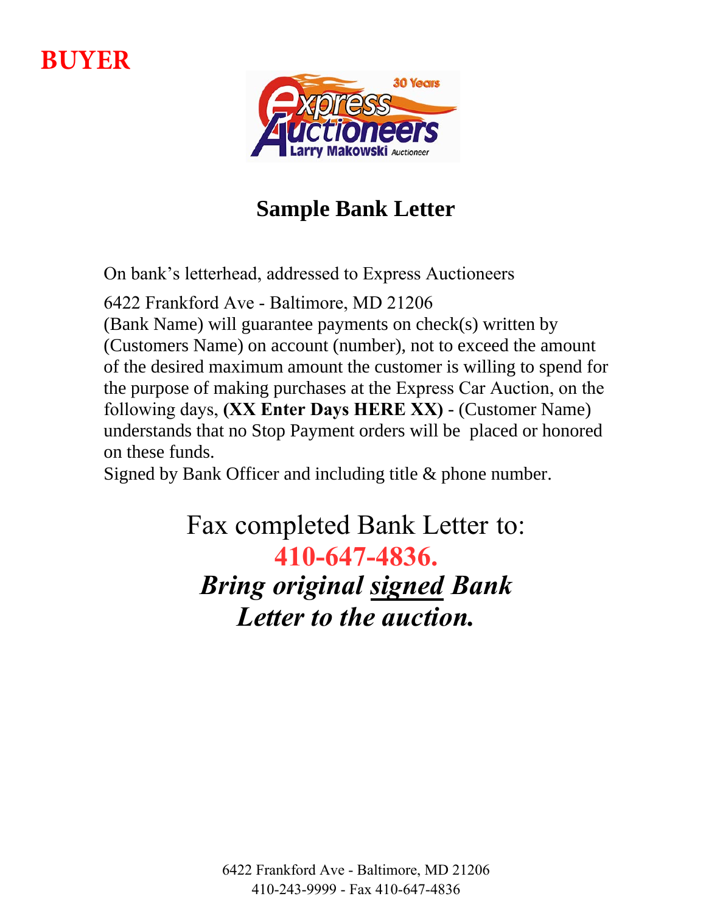**BUYER**

# Sample Bank Letter

On bank's letterhead, addressed to Express Auctioneers

6422 Frankford Ave - Baltimore, MD 21206
(Bank Name) will guarantee payments on check(s) written by (Customers Name) on account (number), not to exceed the amount of the desired maximum amount the customer is willing to spend for the purpose of making purchases at the Express Car Auction, on the following days, **(XX Enter Days HERE XX)** - (Customer Name) understands that no Stop Payment orders will be placed or honored on these funds.
Signed by Bank Officer and including title & phone number.

Fax completed Bank Letter to:
**410-647-4836.**
***Bring original signed Bank Letter to the auction.***

6422 Frankford Ave - Baltimore, MD 21206
410-243-9999 - Fax 410-647-4836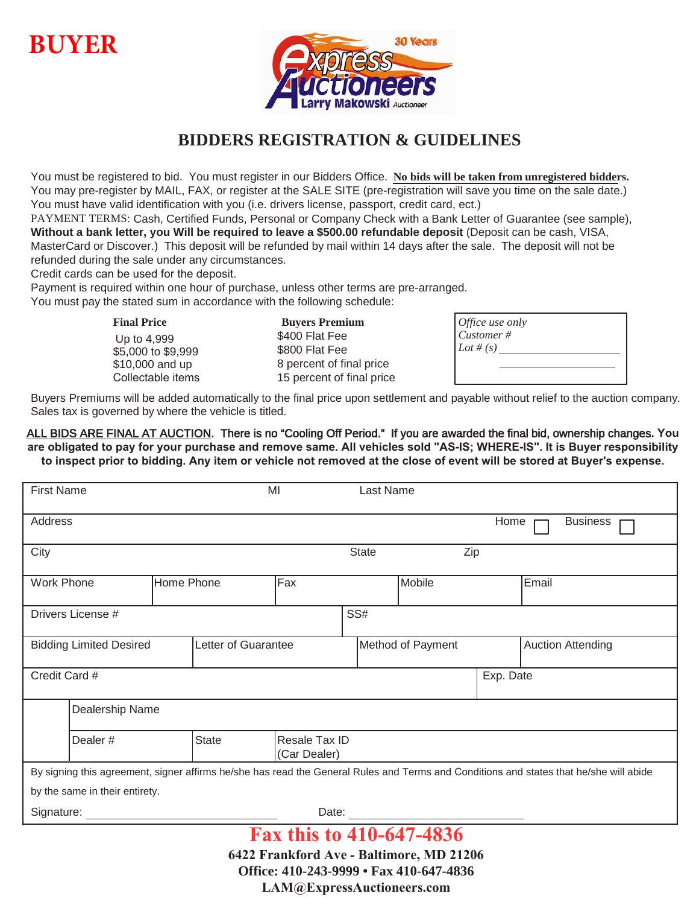**BUYER**

30 Years Express Auctioneers Larry Makowski Auctioneer

## BIDDERS REGISTRATION & GUIDELINES

You must be registered to bid. You must register in our Bidders Office. **No bids will be taken from unregistered bidders.**
You may pre-register by MAIL, FAX, or register at the SALE SITE (pre-registration will save you time on the sale date.)
You must have valid identification with you (i.e. drivers license, passport, credit card, ect.)
PAYMENT TERMS: Cash, Certified Funds, Personal or Company Check with a Bank Letter of Guarantee (see sample), **Without a bank letter, you Will be required to leave a $500.00 refundable deposit** (Deposit can be cash, VISA, MasterCard or Discover.) This deposit will be refunded by mail within 14 days after the sale. The deposit will not be refunded during the sale under any circumstances.
Credit cards can be used for the deposit.
Payment is required within one hour of purchase, unless other terms are pre-arranged.
You must pay the stated sum in accordance with the following schedule:

| Final Price | Buyers Premium |
|---|---|
| Up to 4,999 | $400 Flat Fee |
| $5,000 to $9,999 | $800 Flat Fee |
| $10,000 and up | 8 percent of final price |
| Collectable items | 15 percent of final price |

*Office use only*
*Customer #*
*Lot # (s)* ____________________
____________________

Buyers Premiums will be added automatically to the final price upon settlement and payable without relief to the auction company. Sales tax is governed by where the vehicle is titled.

**ALL BIDS ARE FINAL AT AUCTION. There is no "Cooling Off Period." If you are awarded the final bid, ownership changes. You are obligated to pay for your purchase and remove same. All vehicles sold "AS-IS; WHERE-IS". It is Buyer responsibility to inspect prior to bidding. Any item or vehicle not removed at the close of event will be stored at Buyer's expense.**

| First Name | | MI | Last Name | |
|---|---|---|---|---|
| Address | | | Home ☐ | Business ☐ |
| City | | State | Zip | |
| Work Phone | Home Phone | Fax | Mobile | Email |
| Drivers License # | | SS# | | |
| Bidding Limited Desired | Letter of Guarantee | Method of Payment | | Auction Attending |
| Credit Card # | | | Exp. Date | |
| Dealership Name | | | | |
| Dealer # | State | Resale Tax ID (Car Dealer) | | |

By signing this agreement, signer affirms he/she has read the General Rules and Terms and Conditions and states that he/she will abide by the same in their entirety.

Signature: ______________________ Date: ______________________

**Fax this to 410-647-4836**

**6422 Frankford Ave - Baltimore, MD 21206**
**Office: 410-243-9999 • Fax 410-647-4836**
**LAM@ExpressAuctioneers.com**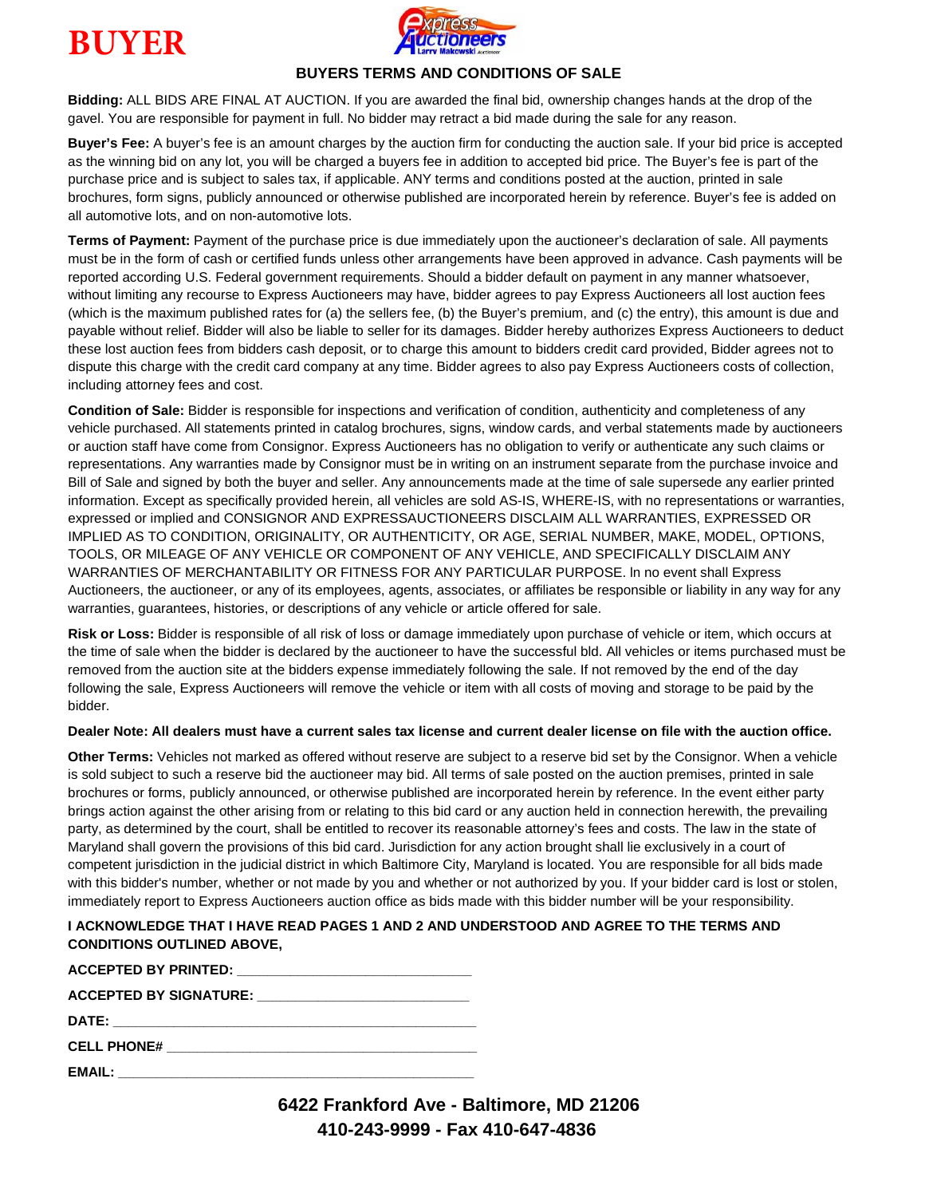# BUYER

### BUYERS TERMS AND CONDITIONS OF SALE

**Bidding:** ALL BIDS ARE FINAL AT AUCTION. If you are awarded the final bid, ownership changes hands at the drop of the gavel. You are responsible for payment in full. No bidder may retract a bid made during the sale for any reason.

**Buyer's Fee:** A buyer's fee is an amount charges by the auction firm for conducting the auction sale. If your bid price is accepted as the winning bid on any lot, you will be charged a buyers fee in addition to accepted bid price. The Buyer's fee is part of the purchase price and is subject to sales tax, if applicable. ANY terms and conditions posted at the auction, printed in sale brochures, form signs, publicly announced or otherwise published are incorporated herein by reference. Buyer's fee is added on all automotive lots, and on non-automotive lots.

**Terms of Payment:** Payment of the purchase price is due immediately upon the auctioneer's declaration of sale. All payments must be in the form of cash or certified funds unless other arrangements have been approved in advance. Cash payments will be reported according U.S. Federal government requirements. Should a bidder default on payment in any manner whatsoever, without limiting any recourse to Express Auctioneers may have, bidder agrees to pay Express Auctioneers all lost auction fees (which is the maximum published rates for (a) the sellers fee, (b) the Buyer's premium, and (c) the entry), this amount is due and payable without relief. Bidder will also be liable to seller for its damages. Bidder hereby authorizes Express Auctioneers to deduct these lost auction fees from bidders cash deposit, or to charge this amount to bidders credit card provided, Bidder agrees not to dispute this charge with the credit card company at any time. Bidder agrees to also pay Express Auctioneers costs of collection, including attorney fees and cost.

**Condition of Sale:** Bidder is responsible for inspections and verification of condition, authenticity and completeness of any vehicle purchased. All statements printed in catalog brochures, signs, window cards, and verbal statements made by auctioneers or auction staff have come from Consignor. Express Auctioneers has no obligation to verify or authenticate any such claims or representations. Any warranties made by Consignor must be in writing on an instrument separate from the purchase invoice and Bill of Sale and signed by both the buyer and seller. Any announcements made at the time of sale supersede any earlier printed information. Except as specifically provided herein, all vehicles are sold AS-IS, WHERE-IS, with no representations or warranties, expressed or implied and CONSIGNOR AND EXPRESSAUCTIONEERS DISCLAIM ALL WARRANTIES, EXPRESSED OR IMPLIED AS TO CONDITION, ORIGINALITY, OR AUTHENTICITY, OR AGE, SERIAL NUMBER, MAKE, MODEL, OPTIONS, TOOLS, OR MILEAGE OF ANY VEHICLE OR COMPONENT OF ANY VEHICLE, AND SPECIFICALLY DISCLAIM ANY WARRANTIES OF MERCHANTABILITY OR FITNESS FOR ANY PARTICULAR PURPOSE. In no event shall Express Auctioneers, the auctioneer, or any of its employees, agents, associates, or affiliates be responsible or liability in any way for any warranties, guarantees, histories, or descriptions of any vehicle or article offered for sale.

**Risk or Loss:** Bidder is responsible of all risk of loss or damage immediately upon purchase of vehicle or item, which occurs at the time of sale when the bidder is declared by the auctioneer to have the successful bld. All vehicles or items purchased must be removed from the auction site at the bidders expense immediately following the sale. If not removed by the end of the day following the sale, Express Auctioneers will remove the vehicle or item with all costs of moving and storage to be paid by the bidder.

**Dealer Note: All dealers must have a current sales tax license and current dealer license on file with the auction office.**

**Other Terms:** Vehicles not marked as offered without reserve are subject to a reserve bid set by the Consignor. When a vehicle is sold subject to such a reserve bid the auctioneer may bid. All terms of sale posted on the auction premises, printed in sale brochures or forms, publicly announced, or otherwise published are incorporated herein by reference. In the event either party brings action against the other arising from or relating to this bid card or any auction held in connection herewith, the prevailing party, as determined by the court, shall be entitled to recover its reasonable attorney's fees and costs. The law in the state of Maryland shall govern the provisions of this bid card. Jurisdiction for any action brought shall lie exclusively in a court of competent jurisdiction in the judicial district in which Baltimore City, Maryland is located. You are responsible for all bids made with this bidder's number, whether or not made by you and whether or not authorized by you. If your bidder card is lost or stolen, immediately report to Express Auctioneers auction office as bids made with this bidder number will be your responsibility.

**I ACKNOWLEDGE THAT I HAVE READ PAGES 1 AND 2 AND UNDERSTOOD AND AGREE TO THE TERMS AND CONDITIONS OUTLINED ABOVE,**

**ACCEPTED BY PRINTED:** ______________________________

**ACCEPTED BY SIGNATURE:** ___________________________

**DATE:** ______________________________________________

**CELL PHONE#** ________________________________________

**EMAIL:** _____________________________________________

**6422 Frankford Ave - Baltimore, MD 21206**
**410-243-9999 - Fax 410-647-4836**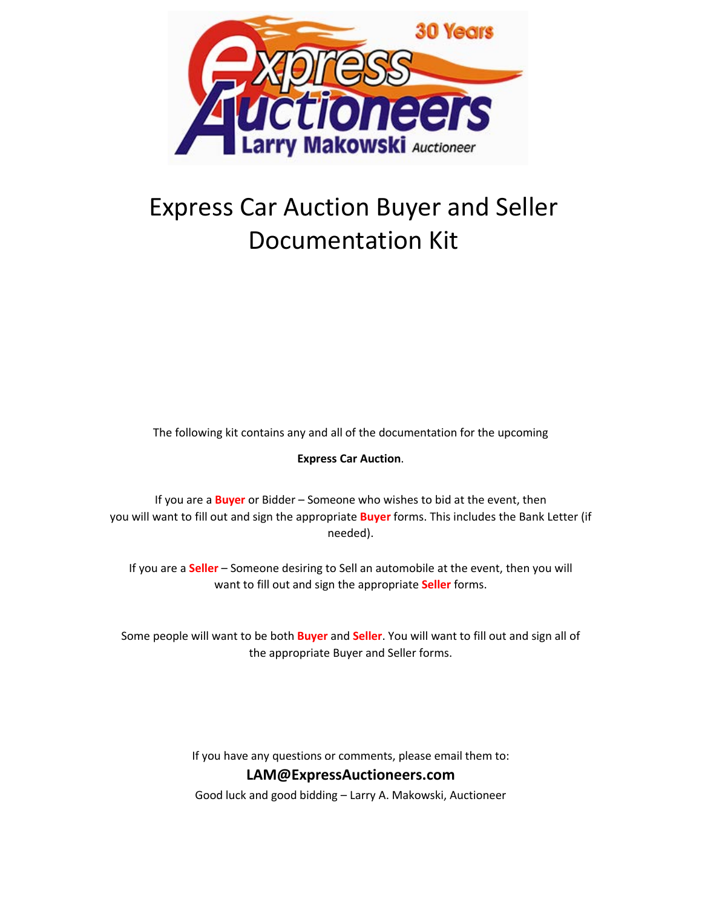# Express Car Auction Buyer and Seller Documentation Kit

The following kit contains any and all of the documentation for the upcoming

**Express Car Auction**.

If you are a **Buyer** or Bidder – Someone who wishes to bid at the event, then you will want to fill out and sign the appropriate **Buyer** forms. This includes the Bank Letter (if needed).

If you are a **Seller** – Someone desiring to Sell an automobile at the event, then you will want to fill out and sign the appropriate **Seller** forms.

Some people will want to be both **Buyer** and **Seller**. You will want to fill out and sign all of the appropriate Buyer and Seller forms.

If you have any questions or comments, please email them to:

**LAM@ExpressAuctioneers.com**

Good luck and good bidding – Larry A. Makowski, Auctioneer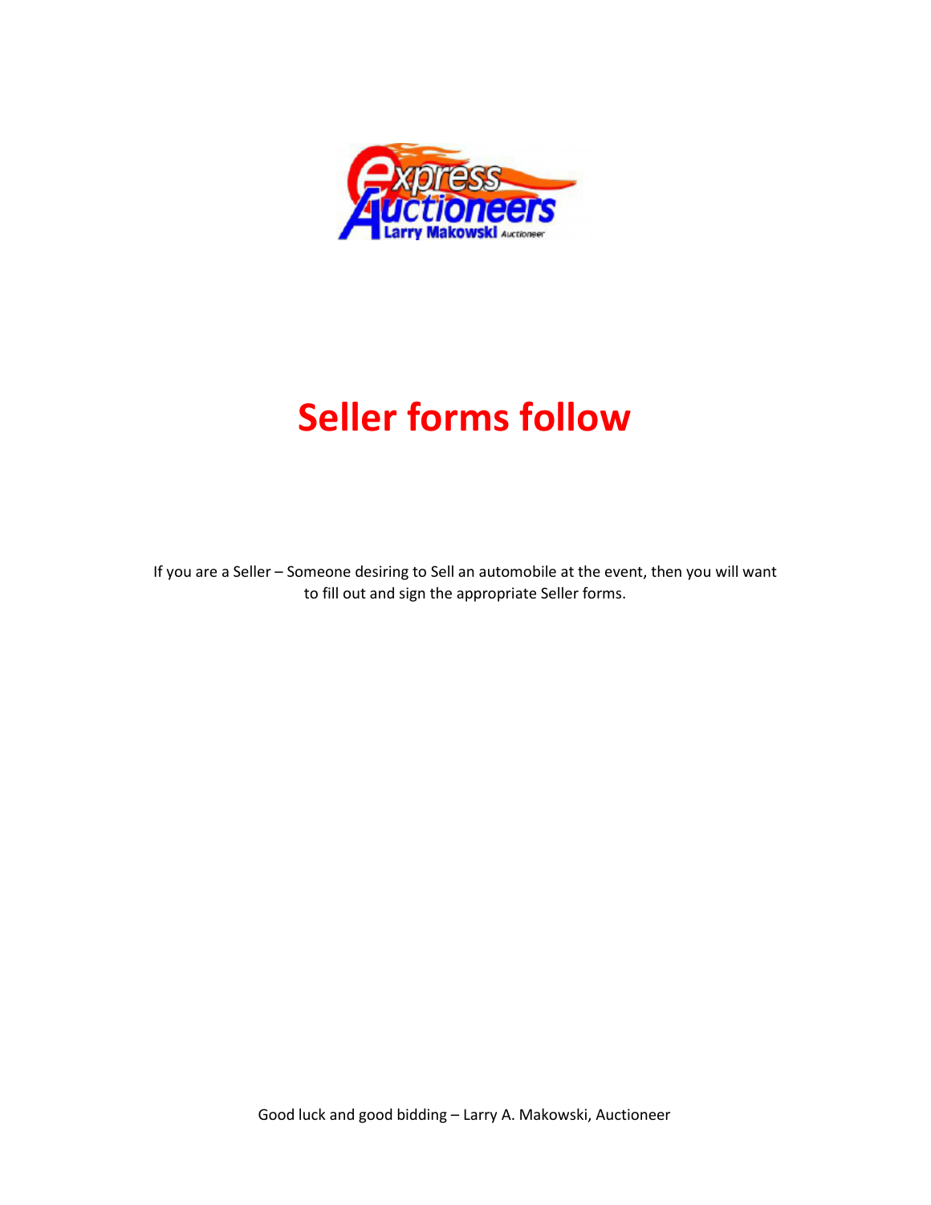# Seller forms follow

If you are a Seller – Someone desiring to Sell an automobile at the event, then you will want to fill out and sign the appropriate Seller forms.

Good luck and good bidding – Larry A. Makowski, Auctioneer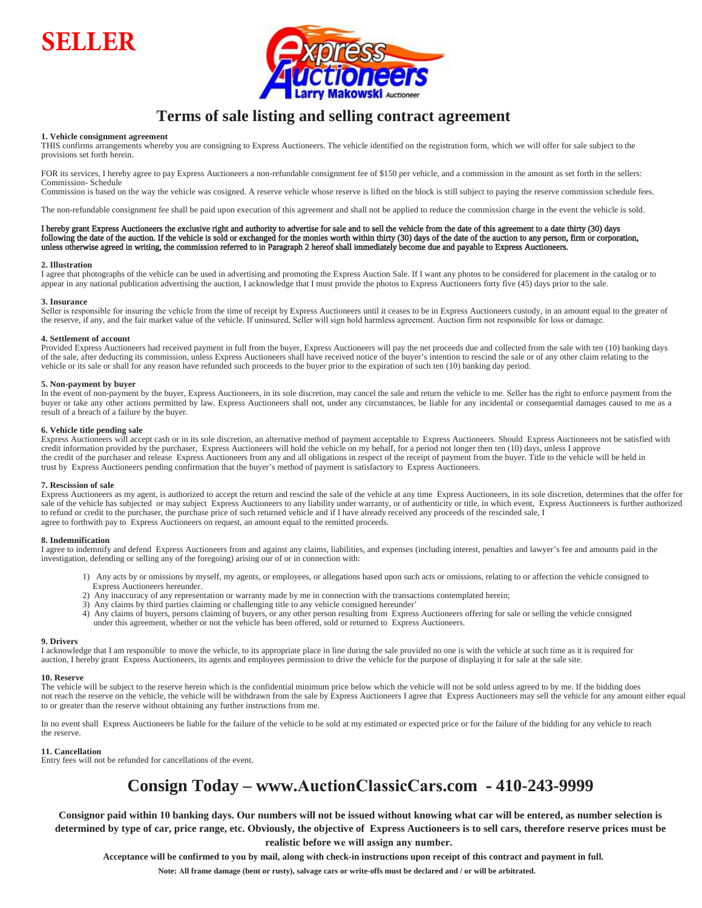# SELLER

## Terms of sale listing and selling contract agreement

**1. Vehicle consignment agreement**
THIS confirms arrangements whereby you are consigning to Express Auctioneers. The vehicle identified on the registration form, which we will offer for sale subject to the provisions set forth herein.

FOR its services, I hereby agree to pay Express Auctioneers a non-refundable consignment fee of $150 per vehicle, and a commission in the amount as set forth in the sellers: Commission- Schedule
Commission is based on the way the vehicle was cosigned. A reserve vehicle whose reserve is lifted on the block is still subject to paying the reserve commission schedule fees.

The non-refundable consignment fee shall be paid upon execution of this agreement and shall not be applied to reduce the commission charge in the event the vehicle is sold.

**I hereby grant Express Auctioneers the exclusive right and authority to advertise for sale and to sell the vehicle from the date of this agreement to a date thirty (30) days following the date of the auction. If the vehicle is sold or exchanged for the monies worth within thirty (30) days of the date of the date of the auction to any person, firm or corporation, unless otherwise agreed in writing, the commission referred to in Paragraph 2 hereof shall immediately become due and payable to Express Auctioneers.**

**2. Illustration**
I agree that photographs of the vehicle can be used in advertising and promoting the Express Auction Sale. If I want any photos to be considered for placement in the catalog or to appear in any national publication advertising the auction, I acknowledge that I must provide the photos to Express Auctioneers forty five (45) days prior to the sale.

**3. Insurance**
Seller is responsible for insuring the vehicle from the time of receipt by Express Auctioneers until it ceases to be in Express Auctioneers custody, in an amount equal to the greater of the reserve, if any, and the fair market value of the vehicle. If uninsured, Seller will sign hold harmless agreement. Auction firm not responsible for loss or damage.

**4. Settlement of account**
Provided Express Auctioneers had received payment in full from the buyer, Express Auctioneers will pay the net proceeds due and collected from the sale with ten (10) banking days of the sale, after deducting its commission, unless Express Auctioneers shall have received notice of the buyer's intention to rescind the sale or of any other claim relating to the vehicle or its sale or shall for any reason have refunded such proceeds to the buyer prior to the expiration of such ten (10) banking day period.

**5. Non-payment by buyer**
In the event of non-payment by the buyer, Express Auctioneers, in its sole discretion, may cancel the sale and return the vehicle to me. Seller has the right to enforce payment from the buyer or take any other actions permitted by law. Express Auctioneers shall not, under any circumstances, be liable for any incidental or consequential damages caused to me as a result of a breach of a failure by the buyer.

**6. Vehicle title pending sale**
Express Auctioneers will accept cash or in its sole discretion, an alternative method of payment acceptable to Express Auctioneers. Should Express Auctioneers not be satisfied with credit information provided by the purchaser, Express Auctioneers will hold the vehicle on my behalf, for a period not longer then ten (10) days, unless I approve the credit of the purchaser and release Express Auctioneers from any and all obligations in respect of the receipt of payment from the buyer. Title to the vehicle will be held in trust by Express Auctioneers pending confirmation that the buyer's method of payment is satisfactory to Express Auctioneers.

**7. Rescission of sale**
Express Auctioneers as my agent, is authorized to accept the return and rescind the sale of the vehicle at any time Express Auctioneers, in its sole discretion, determines that the offer for sale of the vehicle has subjected or may subject Express Auctioneers to any liability under warranty, or of authenticity or title, in which event, Express Auctioneers is further authorized to refund or credit to the purchaser, the purchase price of such returned vehicle and if I have already received any proceeds of the rescinded sale, I agree to forthwith pay to Express Auctioneers on request, an amount equal to the remitted proceeds.

**8. Indemnification**
I agree to indemnify and defend Express Auctioneers from and against any claims, liabilities, and expenses (including interest, penalties and lawyer's fee and amounts paid in the investigation, defending or selling any of the foregoing) arising our of or in connection with:

1) Any acts by or omissions by myself, my agents, or employees, or allegations based upon such acts or omissions, relating to or affection the vehicle consigned to Express Auctioneers hereunder.
2) Any inaccuracy of any representation or warranty made by me in connection with the transactions contemplated herein;
3) Any claims by third parties claiming or challenging title to any vehicle consigned hereunder'
4) Any claims of buyers, persons claiming of buyers, or any other person resulting from Express Auctioneers offering for sale or selling the vehicle consigned under this agreement, whether or not the vehicle has been offered, sold or returned to Express Auctioneers.

**9. Drivers**
I acknowledge that I am responsible to move the vehicle, to its appropriate place in line during the sale provided no one is with the vehicle at such time as it is required for auction, I hereby grant Express Auctioneers, its agents and employees permission to drive the vehicle for the purpose of displaying it for sale at the sale site.

**10. Reserve**
The vehicle will be subject to the reserve herein which is the confidential minimum price below which the vehicle will not be sold unless agreed to by me. If the bidding does not reach the reserve on the vehicle, the vehicle will be withdrawn from the sale by Express Auctioneers I agree that Express Auctioneers may sell the vehicle for any amount either equal to or greater than the reserve without obtaining any further instructions from me.

In no event shall Express Auctioneers be liable for the failure of the vehicle to be sold at my estimated or expected price or for the failure of the bidding for any vehicle to reach the reserve.

**11. Cancellation**
Entry fees will not be refunded for cancellations of the event.

## Consign Today – www.AuctionClassicCars.com - 410-243-9999

**Consignor paid within 10 banking days. Our numbers will not be issued without knowing what car will be entered, as number selection is determined by type of car, price range, etc. Obviously, the objective of Express Auctioneers is to sell cars, therefore reserve prices must be realistic before we will assign any number.**

**Acceptance will be confirmed to you by mail, along with check-in instructions upon receipt of this contract and payment in full.**

**Note: All frame damage (bent or rusty), salvage cars or write-offs must be declared and / or will be arbitrated.**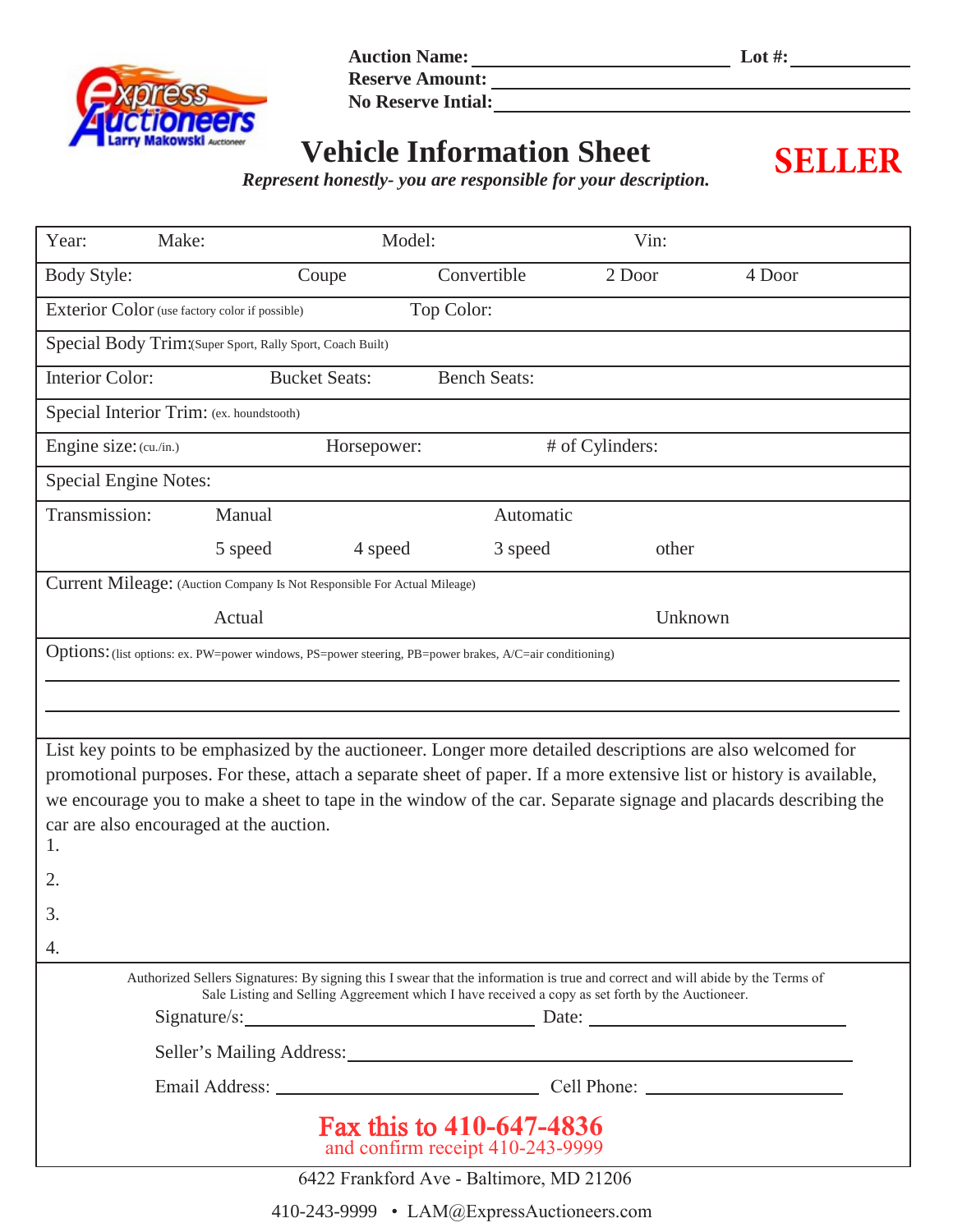Express Auctioneers
Larry Makowski Auctioneer

**Auction Name:** ____________________ **Lot #:** __________
**Reserve Amount:** ____________________
**No Reserve Intial:** ____________________

# Vehicle Information Sheet

**SELLER**

***Represent honestly- you are responsible for your description.***

| | | | | |
|---|---|---|---|---|
| Year: | Make: | Model: | Vin: | |
| Body Style: | Coupe | Convertible | 2 Door | 4 Door |
| Exterior Color (use factory color if possible) | | Top Color: | | |
| Special Body Trim:(Super Sport, Rally Sport, Coach Built) | | | | |
| Interior Color: | Bucket Seats: | Bench Seats: | | |
| Special Interior Trim: (ex. houndstooth) | | | | |
| Engine size: (cu./in.) | Horsepower: | # of Cylinders: | | |
| Special Engine Notes: | | | | |
| Transmission: | Manual | | Automatic | |
| | 5 speed | 4 speed | 3 speed | other |
| Current Mileage: (Auction Company Is Not Responsible For Actual Mileage) | | | | |
| | Actual | | | Unknown |

Options: (list options: ex. PW=power windows, PS=power steering, PB=power brakes, A/C=air conditioning)

______________________________________________________________

______________________________________________________________

List key points to be emphasized by the auctioneer. Longer more detailed descriptions are also welcomed for promotional purposes. For these, attach a separate sheet of paper. If a more extensive list or history is available, we encourage you to make a sheet to tape in the window of the car. Separate signage and placards describing the car are also encouraged at the auction.

1.

2.

3.

4.

Authorized Sellers Signatures: By signing this I swear that the information is true and correct and will abide by the Terms of Sale Listing and Selling Aggreement which I have received a copy as set forth by the Auctioneer.

Signature/s: ____________________ Date: ____________________

Seller's Mailing Address: ________________________________________

Email Address: ____________________ Cell Phone: ____________________

**Fax this to 410-647-4836**
and confirm receipt 410-243-9999

6422 Frankford Ave - Baltimore, MD 21206

410-243-9999 • LAM@ExpressAuctioneers.com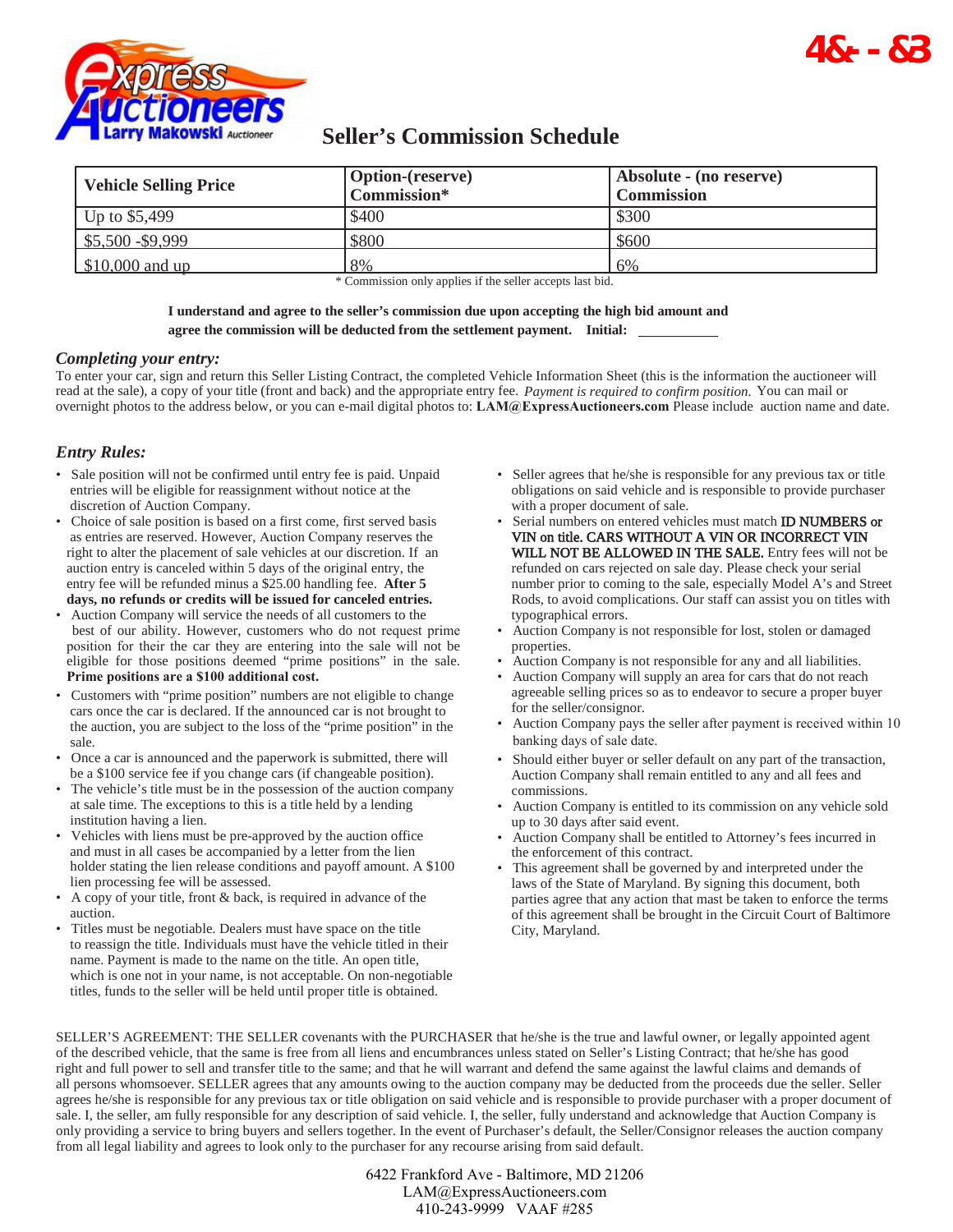# Seller's Commission Schedule

| Vehicle Selling Price | Option-(reserve) Commission* | Absolute - (no reserve) Commission |
|---|---|---|
| Up to $5,499 | $400 | $300 |
| $5,500 -$9,999 | $800 | $600 |
| $10,000 and up | 8% | 6% |

\* Commission only applies if the seller accepts last bid.

**I understand and agree to the seller's commission due upon accepting the high bid amount and agree the commission will be deducted from the settlement payment. Initial: \_\_\_\_\_\_\_\_\_\_\_\_**

### *Completing your entry:*

To enter your car, sign and return this Seller Listing Contract, the completed Vehicle Information Sheet (this is the information the auctioneer will read at the sale), a copy of your title (front and back) and the appropriate entry fee. *Payment is required to confirm position.* You can mail or overnight photos to the address below, or you can e-mail digital photos to: **LAM@ExpressAuctioneers.com** Please include auction name and date.

### *Entry Rules:*

- Sale position will not be confirmed until entry fee is paid. Unpaid entries will be eligible for reassignment without notice at the discretion of Auction Company.
- Choice of sale position is based on a first come, first served basis as entries are reserved. However, Auction Company reserves the right to alter the placement of sale vehicles at our discretion. If an auction entry is canceled within 5 days of the original entry, the entry fee will be refunded minus a $25.00 handling fee. **After 5 days, no refunds or credits will be issued for canceled entries.**
- Auction Company will service the needs of all customers to the best of our ability. However, customers who do not request prime position for their the car they are entering into the sale will not be eligible for those positions deemed "prime positions" in the sale. **Prime positions are a $100 additional cost.**
- Customers with "prime position" numbers are not eligible to change cars once the car is declared. If the announced car is not brought to the auction, you are subject to the loss of the "prime position" in the sale.
- Once a car is announced and the paperwork is submitted, there will be a $100 service fee if you change cars (if changeable position).
- The vehicle's title must be in the possession of the auction company at sale time. The exceptions to this is a title held by a lending institution having a lien.
- Vehicles with liens must be pre-approved by the auction office and must in all cases be accompanied by a letter from the lien holder stating the lien release conditions and payoff amount. A $100 lien processing fee will be assessed.
- A copy of your title, front & back, is required in advance of the auction.
- Titles must be negotiable. Dealers must have space on the title to reassign the title. Individuals must have the vehicle titled in their name. Payment is made to the name on the title. An open title, which is one not in your name, is not acceptable. On non-negotiable titles, funds to the seller will be held until proper title is obtained.
- Seller agrees that he/she is responsible for any previous tax or title obligations on said vehicle and is responsible to provide purchaser with a proper document of sale.
- Serial numbers on entered vehicles must match ID NUMBERS or VIN on title. CARS WITHOUT A VIN OR INCORRECT VIN WILL NOT BE ALLOWED IN THE SALE. Entry fees will not be refunded on cars rejected on sale day. Please check your serial number prior to coming to the sale, especially Model A's and Street Rods, to avoid complications. Our staff can assist you on titles with typographical errors.
- Auction Company is not responsible for lost, stolen or damaged properties.
- Auction Company is not responsible for any and all liabilities.
- Auction Company will supply an area for cars that do not reach agreeable selling prices so as to endeavor to secure a proper buyer for the seller/consignor.
- Auction Company pays the seller after payment is received within 10 banking days of sale date.
- Should either buyer or seller default on any part of the transaction, Auction Company shall remain entitled to any and all fees and commissions.
- Auction Company is entitled to its commission on any vehicle sold up to 30 days after said event.
- Auction Company shall be entitled to Attorney's fees incurred in the enforcement of this contract.
- This agreement shall be governed by and interpreted under the laws of the State of Maryland. By signing this document, both parties agree that any action that must be taken to enforce the terms of this agreement shall be brought in the Circuit Court of Baltimore City, Maryland.

SELLER'S AGREEMENT: THE SELLER covenants with the PURCHASER that he/she is the true and lawful owner, or legally appointed agent of the described vehicle, that the same is free from all liens and encumbrances unless stated on Seller's Listing Contract; that he/she has good right and full power to sell and transfer title to the same; and that he will warrant and defend the same against the lawful claims and demands of all persons whomsoever. SELLER agrees that any amounts owing to the auction company may be deducted from the proceeds due the seller. Seller agrees he/she is responsible for any previous tax or title obligation on said vehicle and is responsible to provide purchaser with a proper document of sale. I, the seller, am fully responsible for any description of said vehicle. I, the seller, fully understand and acknowledge that Auction Company is only providing a service to bring buyers and sellers together. In the event of Purchaser's default, the Seller/Consignor releases the auction company from all legal liability and agrees to look only to the purchaser for any recourse arising from said default.

6422 Frankford Ave - Baltimore, MD 21206
LAM@ExpressAuctioneers.com
410-243-9999 VAAF #285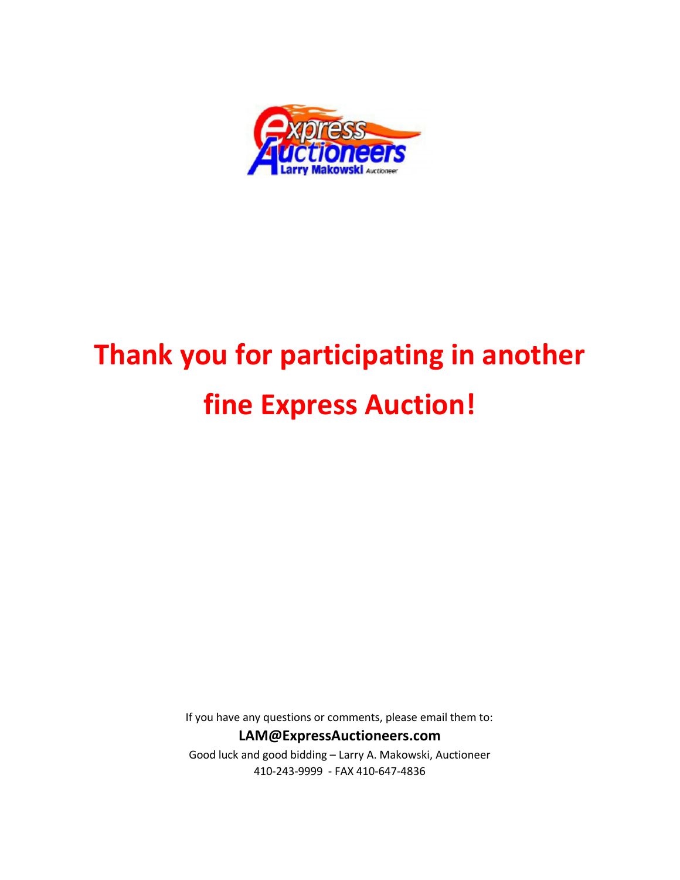# Thank you for participating in another fine Express Auction!

If you have any questions or comments, please email them to:

**LAM@ExpressAuctioneers.com**

Good luck and good bidding – Larry A. Makowski, Auctioneer

410-243-9999 - FAX 410-647-4836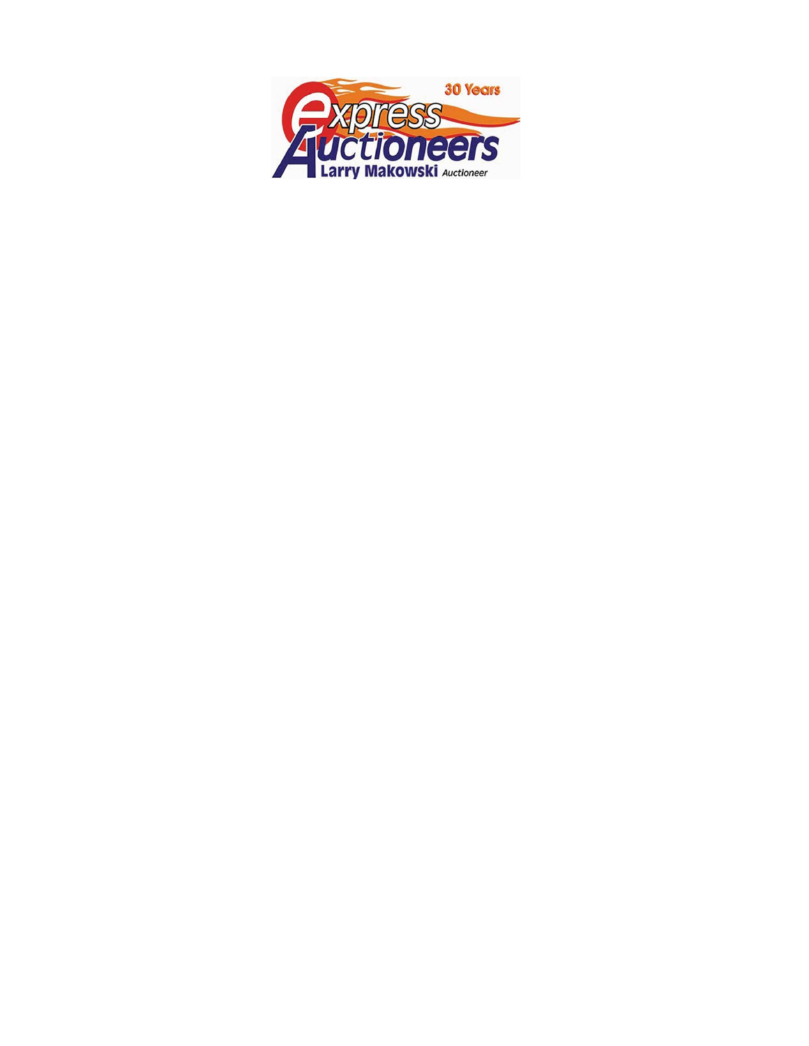30 Years

express Auctioneers

Larry Makowski Auctioneer